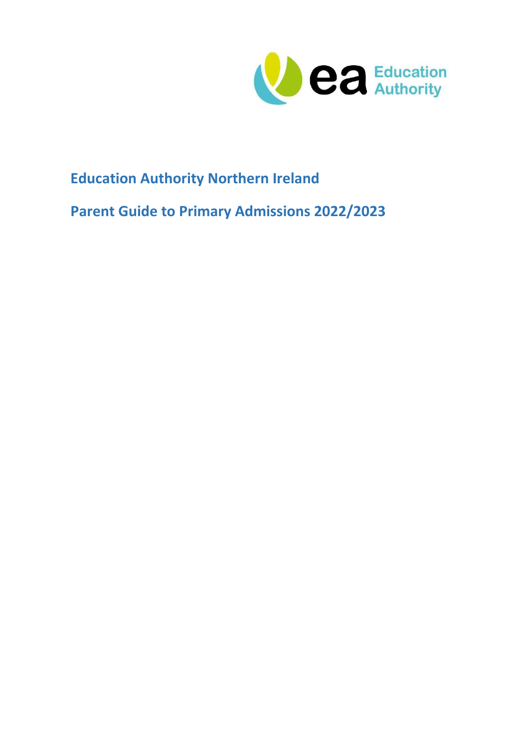# Education Authority Northern Ireland

## Parent Guide to Primary Admissions 2022/2023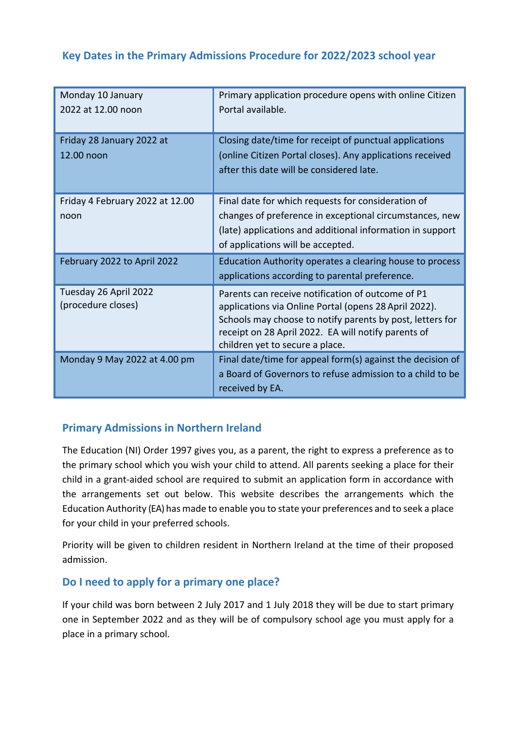## Key Dates in the Primary Admissions Procedure for 2022/2023 school year

| Date | Event |
|---|---|
| Monday 10 January 2022 at 12.00 noon | Primary application procedure opens with online Citizen Portal available. |
| Friday 28 January 2022 at 12.00 noon | Closing date/time for receipt of punctual applications (online Citizen Portal closes). Any applications received after this date will be considered late. |
| Friday 4 February 2022 at 12.00 noon | Final date for which requests for consideration of changes of preference in exceptional circumstances, new (late) applications and additional information in support of applications will be accepted. |
| February 2022 to April 2022 | Education Authority operates a clearing house to process applications according to parental preference. |
| Tuesday 26 April 2022 (procedure closes) | Parents can receive notification of outcome of P1 applications via Online Portal (opens 28 April 2022). Schools may choose to notify parents by post, letters for receipt on 28 April 2022. EA will notify parents of children yet to secure a place. |
| Monday 9 May 2022 at 4.00 pm | Final date/time for appeal form(s) against the decision of a Board of Governors to refuse admission to a child to be received by EA. |

## Primary Admissions in Northern Ireland

The Education (NI) Order 1997 gives you, as a parent, the right to express a preference as to the primary school which you wish your child to attend. All parents seeking a place for their child in a grant-aided school are required to submit an application form in accordance with the arrangements set out below. This website describes the arrangements which the Education Authority (EA) has made to enable you to state your preferences and to seek a place for your child in your preferred schools.

Priority will be given to children resident in Northern Ireland at the time of their proposed admission.

## Do I need to apply for a primary one place?

If your child was born between 2 July 2017 and 1 July 2018 they will be due to start primary one in September 2022 and as they will be of compulsory school age you must apply for a place in a primary school.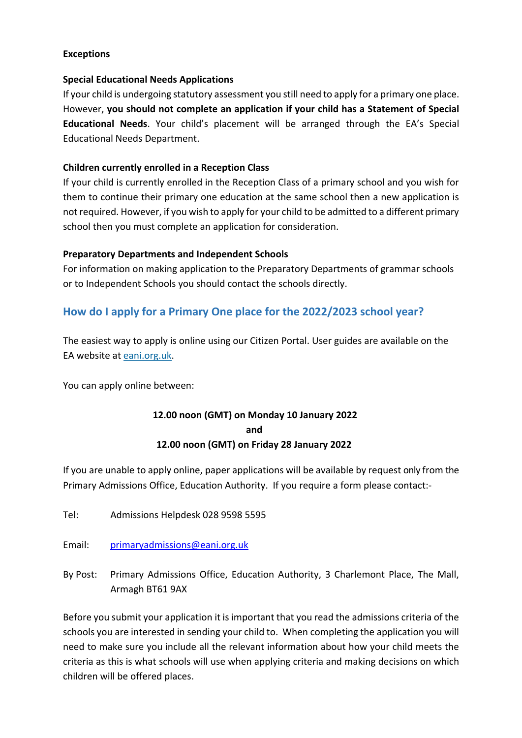**Exceptions**

**Special Educational Needs Applications**

If your child is undergoing statutory assessment you still need to apply for a primary one place. However, **you should not complete an application if your child has a Statement of Special Educational Needs**. Your child's placement will be arranged through the EA's Special Educational Needs Department.

**Children currently enrolled in a Reception Class**

If your child is currently enrolled in the Reception Class of a primary school and you wish for them to continue their primary one education at the same school then a new application is not required. However, if you wish to apply for your child to be admitted to a different primary school then you must complete an application for consideration.

**Preparatory Departments and Independent Schools**

For information on making application to the Preparatory Departments of grammar schools or to Independent Schools you should contact the schools directly.

## How do I apply for a Primary One place for the 2022/2023 school year?

The easiest way to apply is online using our Citizen Portal. User guides are available on the EA website at eani.org.uk.

You can apply online between:

**12.00 noon (GMT) on Monday 10 January 2022**
**and**
**12.00 noon (GMT) on Friday 28 January 2022**

If you are unable to apply online, paper applications will be available by request only from the Primary Admissions Office, Education Authority. If you require a form please contact:-

Tel: Admissions Helpdesk 028 9598 5595

Email: primaryadmissions@eani.org.uk

By Post: Primary Admissions Office, Education Authority, 3 Charlemont Place, The Mall, Armagh BT61 9AX

Before you submit your application it is important that you read the admissions criteria of the schools you are interested in sending your child to. When completing the application you will need to make sure you include all the relevant information about how your child meets the criteria as this is what schools will use when applying criteria and making decisions on which children will be offered places.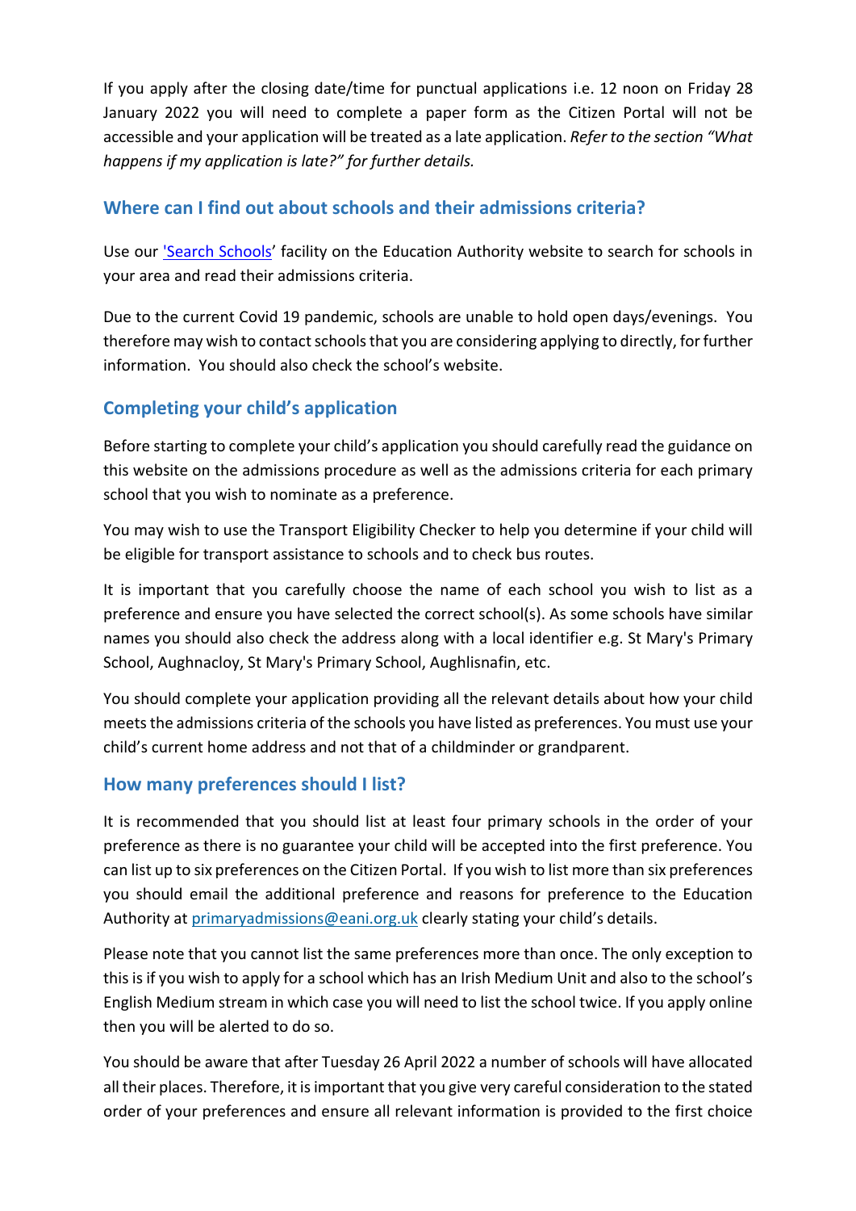If you apply after the closing date/time for punctual applications i.e. 12 noon on Friday 28 January 2022 you will need to complete a paper form as the Citizen Portal will not be accessible and your application will be treated as a late application. *Refer to the section "What happens if my application is late?" for further details.*

## Where can I find out about schools and their admissions criteria?

Use our ['Search Schools'](Search Schools) facility on the Education Authority website to search for schools in your area and read their admissions criteria.

Due to the current Covid 19 pandemic, schools are unable to hold open days/evenings. You therefore may wish to contact schools that you are considering applying to directly, for further information. You should also check the school's website.

## Completing your child's application

Before starting to complete your child's application you should carefully read the guidance on this website on the admissions procedure as well as the admissions criteria for each primary school that you wish to nominate as a preference.

You may wish to use the Transport Eligibility Checker to help you determine if your child will be eligible for transport assistance to schools and to check bus routes.

It is important that you carefully choose the name of each school you wish to list as a preference and ensure you have selected the correct school(s). As some schools have similar names you should also check the address along with a local identifier e.g. St Mary's Primary School, Aughnacloy, St Mary's Primary School, Aughlisnafin, etc.

You should complete your application providing all the relevant details about how your child meets the admissions criteria of the schools you have listed as preferences. You must use your child's current home address and not that of a childminder or grandparent.

## How many preferences should I list?

It is recommended that you should list at least four primary schools in the order of your preference as there is no guarantee your child will be accepted into the first preference. You can list up to six preferences on the Citizen Portal. If you wish to list more than six preferences you should email the additional preference and reasons for preference to the Education Authority at primaryadmissions@eani.org.uk clearly stating your child's details.

Please note that you cannot list the same preferences more than once. The only exception to this is if you wish to apply for a school which has an Irish Medium Unit and also to the school's English Medium stream in which case you will need to list the school twice. If you apply online then you will be alerted to do so.

You should be aware that after Tuesday 26 April 2022 a number of schools will have allocated all their places. Therefore, it is important that you give very careful consideration to the stated order of your preferences and ensure all relevant information is provided to the first choice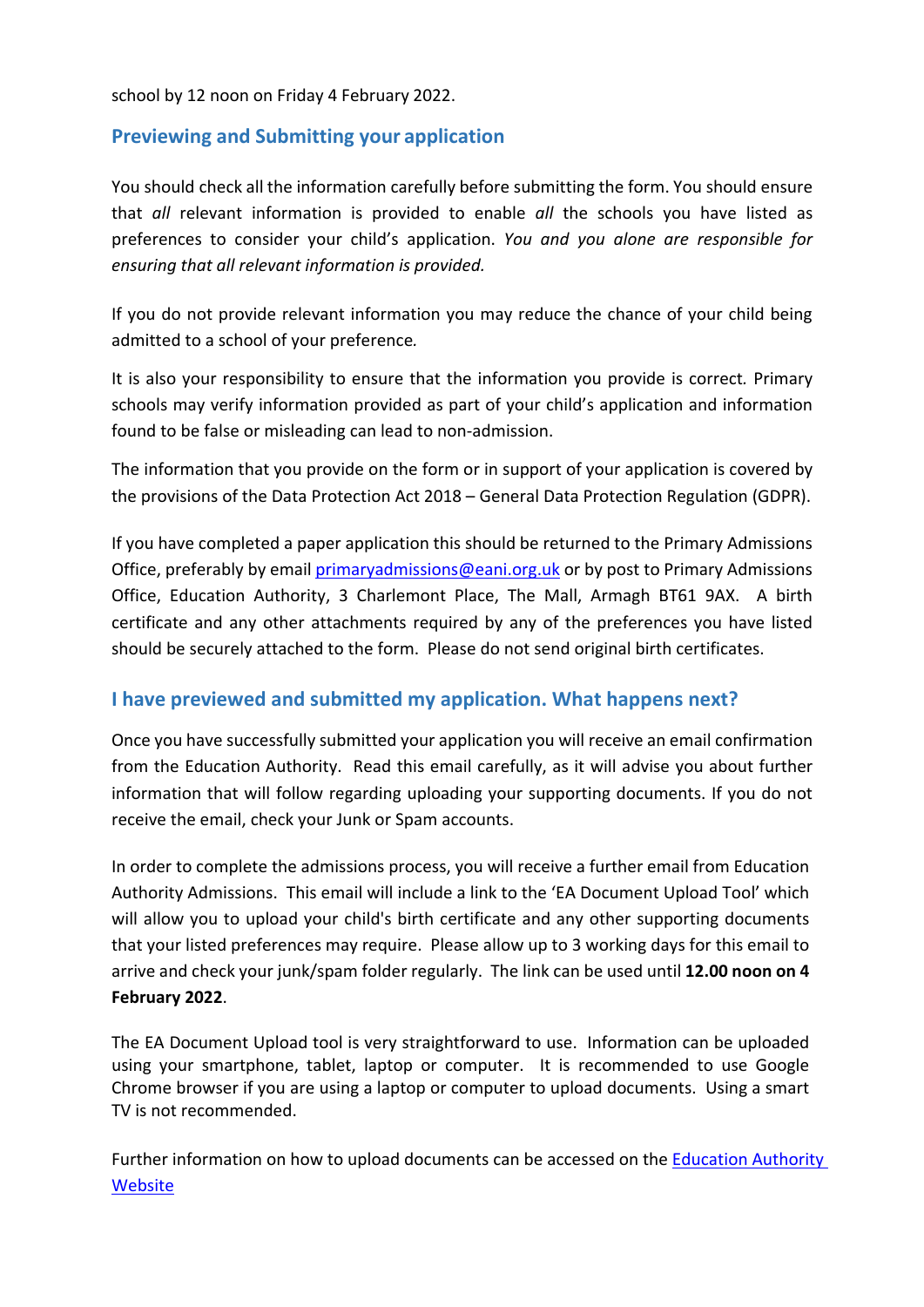school by 12 noon on Friday 4 February 2022.

## Previewing and Submitting your application

You should check all the information carefully before submitting the form. You should ensure that *all* relevant information is provided to enable *all* the schools you have listed as preferences to consider your child's application. *You and you alone are responsible for ensuring that all relevant information is provided.*

If you do not provide relevant information you may reduce the chance of your child being admitted to a school of your preference*.*

It is also your responsibility to ensure that the information you provide is correct*.* Primary schools may verify information provided as part of your child's application and information found to be false or misleading can lead to non-admission.

The information that you provide on the form or in support of your application is covered by the provisions of the Data Protection Act 2018 – General Data Protection Regulation (GDPR).

If you have completed a paper application this should be returned to the Primary Admissions Office, preferably by email [primaryadmissions@eani.org.uk](mailto:primaryadmissions@eani.org.uk) or by post to Primary Admissions Office, Education Authority, 3 Charlemont Place, The Mall, Armagh BT61 9AX. A birth certificate and any other attachments required by any of the preferences you have listed should be securely attached to the form. Please do not send original birth certificates.

## I have previewed and submitted my application. What happens next?

Once you have successfully submitted your application you will receive an email confirmation from the Education Authority. Read this email carefully, as it will advise you about further information that will follow regarding uploading your supporting documents. If you do not receive the email, check your Junk or Spam accounts.

In order to complete the admissions process, you will receive a further email from Education Authority Admissions. This email will include a link to the 'EA Document Upload Tool' which will allow you to upload your child's birth certificate and any other supporting documents that your listed preferences may require. Please allow up to 3 working days for this email to arrive and check your junk/spam folder regularly. The link can be used until **12.00 noon on 4 February 2022**.

The EA Document Upload tool is very straightforward to use. Information can be uploaded using your smartphone, tablet, laptop or computer. It is recommended to use Google Chrome browser if you are using a laptop or computer to upload documents. Using a smart TV is not recommended.

Further information on how to upload documents can be accessed on the [Education Authority Website]()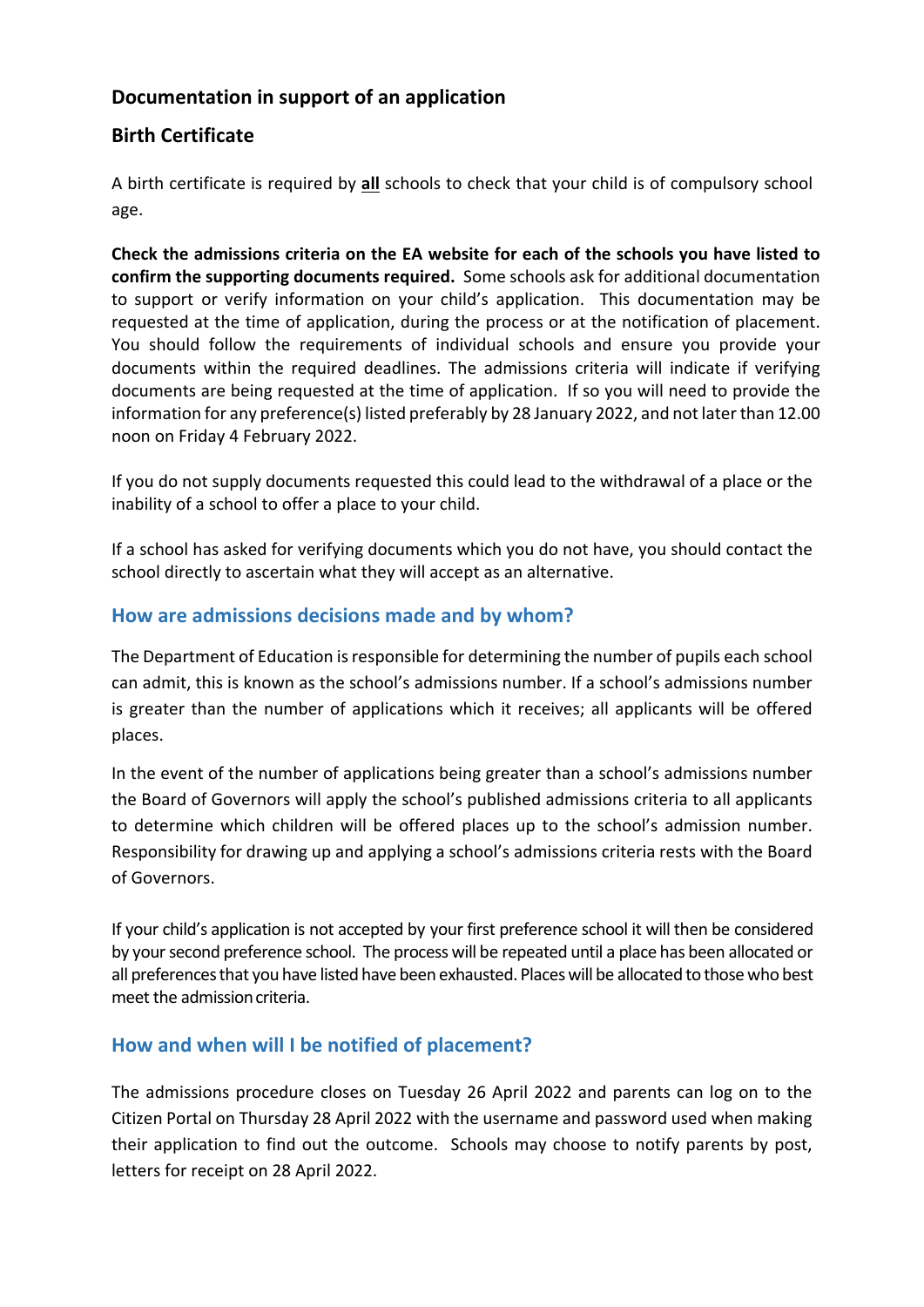## Documentation in support of an application

### Birth Certificate

A birth certificate is required by **all** schools to check that your child is of compulsory school age.

**Check the admissions criteria on the EA website for each of the schools you have listed to confirm the supporting documents required.** Some schools ask for additional documentation to support or verify information on your child's application. This documentation may be requested at the time of application, during the process or at the notification of placement. You should follow the requirements of individual schools and ensure you provide your documents within the required deadlines. The admissions criteria will indicate if verifying documents are being requested at the time of application. If so you will need to provide the information for any preference(s) listed preferably by 28 January 2022, and not later than 12.00 noon on Friday 4 February 2022.

If you do not supply documents requested this could lead to the withdrawal of a place or the inability of a school to offer a place to your child.

If a school has asked for verifying documents which you do not have, you should contact the school directly to ascertain what they will accept as an alternative.

## How are admissions decisions made and by whom?

The Department of Education is responsible for determining the number of pupils each school can admit, this is known as the school's admissions number. If a school's admissions number is greater than the number of applications which it receives; all applicants will be offered places.

In the event of the number of applications being greater than a school's admissions number the Board of Governors will apply the school's published admissions criteria to all applicants to determine which children will be offered places up to the school's admission number. Responsibility for drawing up and applying a school's admissions criteria rests with the Board of Governors.

If your child's application is not accepted by your first preference school it will then be considered by your second preference school. The process will be repeated until a place has been allocated or all preferences that you have listed have been exhausted. Places will be allocated to those who best meet the admission criteria.

## How and when will I be notified of placement?

The admissions procedure closes on Tuesday 26 April 2022 and parents can log on to the Citizen Portal on Thursday 28 April 2022 with the username and password used when making their application to find out the outcome. Schools may choose to notify parents by post, letters for receipt on 28 April 2022.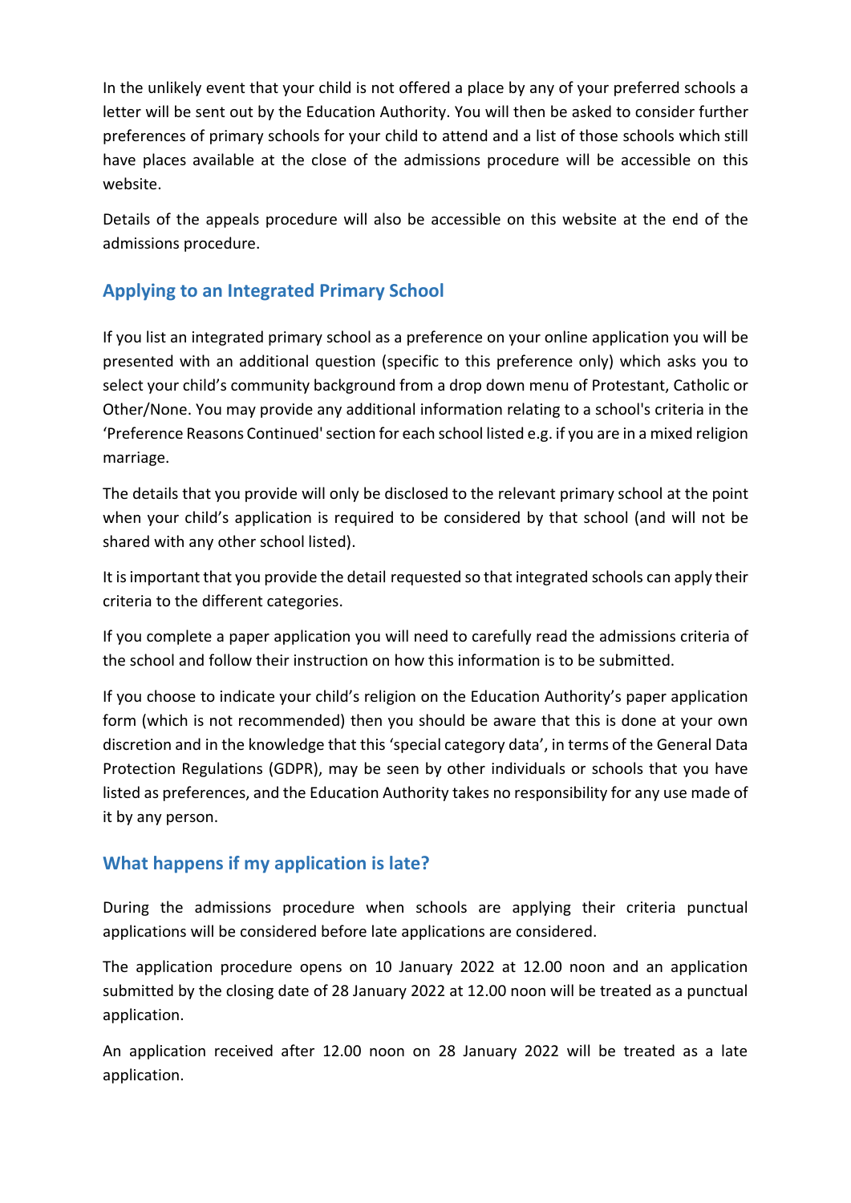In the unlikely event that your child is not offered a place by any of your preferred schools a letter will be sent out by the Education Authority. You will then be asked to consider further preferences of primary schools for your child to attend and a list of those schools which still have places available at the close of the admissions procedure will be accessible on this website.

Details of the appeals procedure will also be accessible on this website at the end of the admissions procedure.

## Applying to an Integrated Primary School

If you list an integrated primary school as a preference on your online application you will be presented with an additional question (specific to this preference only) which asks you to select your child's community background from a drop down menu of Protestant, Catholic or Other/None. You may provide any additional information relating to a school's criteria in the 'Preference Reasons Continued' section for each school listed e.g. if you are in a mixed religion marriage.

The details that you provide will only be disclosed to the relevant primary school at the point when your child's application is required to be considered by that school (and will not be shared with any other school listed).

It is important that you provide the detail requested so that integrated schools can apply their criteria to the different categories.

If you complete a paper application you will need to carefully read the admissions criteria of the school and follow their instruction on how this information is to be submitted.

If you choose to indicate your child's religion on the Education Authority's paper application form (which is not recommended) then you should be aware that this is done at your own discretion and in the knowledge that this 'special category data', in terms of the General Data Protection Regulations (GDPR), may be seen by other individuals or schools that you have listed as preferences, and the Education Authority takes no responsibility for any use made of it by any person.

## What happens if my application is late?

During the admissions procedure when schools are applying their criteria punctual applications will be considered before late applications are considered.

The application procedure opens on 10 January 2022 at 12.00 noon and an application submitted by the closing date of 28 January 2022 at 12.00 noon will be treated as a punctual application.

An application received after 12.00 noon on 28 January 2022 will be treated as a late application.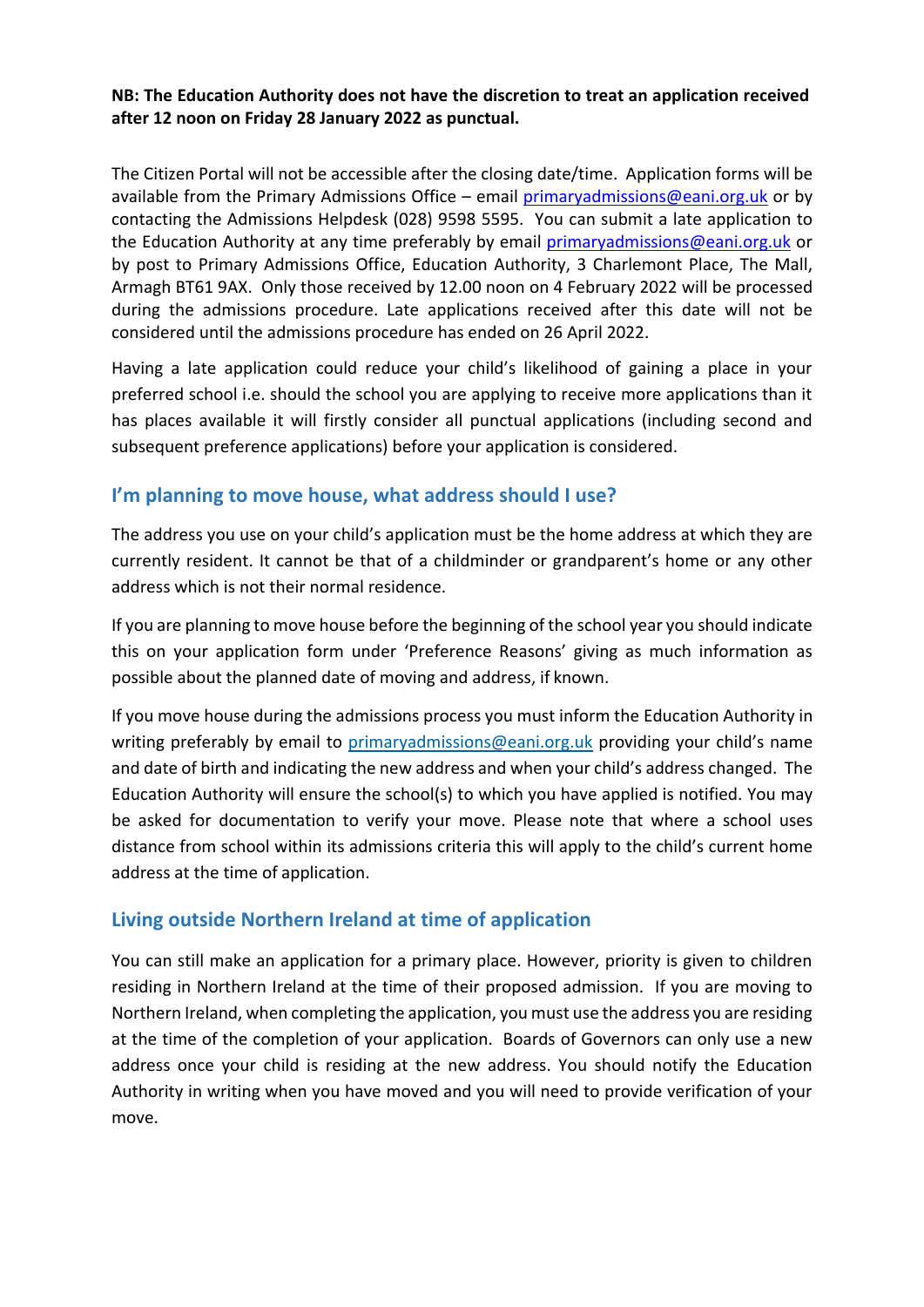**NB: The Education Authority does not have the discretion to treat an application received after 12 noon on Friday 28 January 2022 as punctual.**

The Citizen Portal will not be accessible after the closing date/time. Application forms will be available from the Primary Admissions Office – email primaryadmissions@eani.org.uk or by contacting the Admissions Helpdesk (028) 9598 5595. You can submit a late application to the Education Authority at any time preferably by email primaryadmissions@eani.org.uk or by post to Primary Admissions Office, Education Authority, 3 Charlemont Place, The Mall, Armagh BT61 9AX. Only those received by 12.00 noon on 4 February 2022 will be processed during the admissions procedure. Late applications received after this date will not be considered until the admissions procedure has ended on 26 April 2022.

Having a late application could reduce your child's likelihood of gaining a place in your preferred school i.e. should the school you are applying to receive more applications than it has places available it will firstly consider all punctual applications (including second and subsequent preference applications) before your application is considered.

## I'm planning to move house, what address should I use?

The address you use on your child's application must be the home address at which they are currently resident. It cannot be that of a childminder or grandparent's home or any other address which is not their normal residence.

If you are planning to move house before the beginning of the school year you should indicate this on your application form under 'Preference Reasons' giving as much information as possible about the planned date of moving and address, if known.

If you move house during the admissions process you must inform the Education Authority in writing preferably by email to primaryadmissions@eani.org.uk providing your child's name and date of birth and indicating the new address and when your child's address changed. The Education Authority will ensure the school(s) to which you have applied is notified. You may be asked for documentation to verify your move. Please note that where a school uses distance from school within its admissions criteria this will apply to the child's current home address at the time of application.

## Living outside Northern Ireland at time of application

You can still make an application for a primary place. However, priority is given to children residing in Northern Ireland at the time of their proposed admission. If you are moving to Northern Ireland, when completing the application, you must use the address you are residing at the time of the completion of your application. Boards of Governors can only use a new address once your child is residing at the new address. You should notify the Education Authority in writing when you have moved and you will need to provide verification of your move.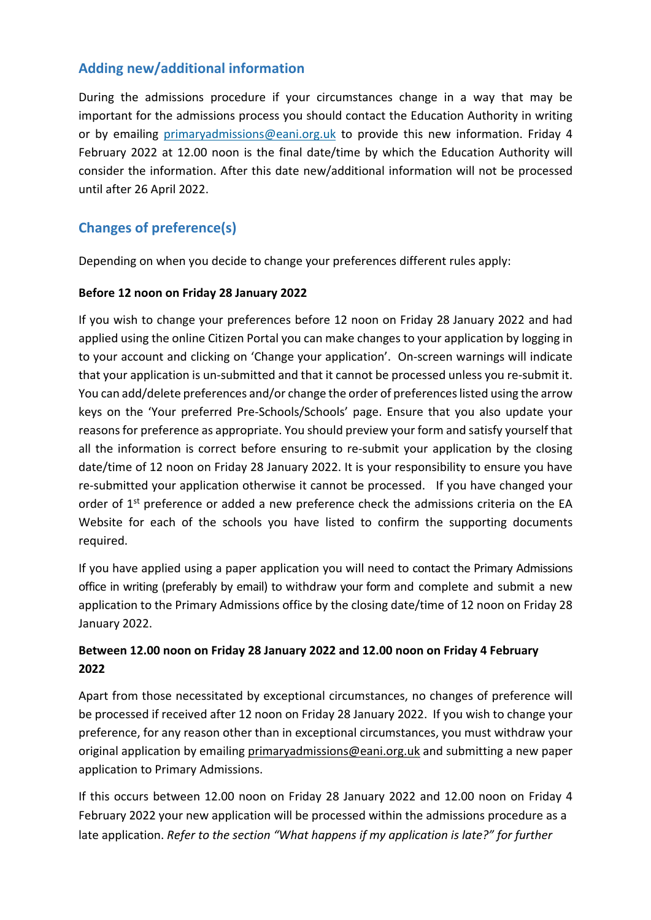## Adding new/additional information

During the admissions procedure if your circumstances change in a way that may be important for the admissions process you should contact the Education Authority in writing or by emailing primaryadmissions@eani.org.uk to provide this new information. Friday 4 February 2022 at 12.00 noon is the final date/time by which the Education Authority will consider the information. After this date new/additional information will not be processed until after 26 April 2022.

## Changes of preference(s)

Depending on when you decide to change your preferences different rules apply:

**Before 12 noon on Friday 28 January 2022**

If you wish to change your preferences before 12 noon on Friday 28 January 2022 and had applied using the online Citizen Portal you can make changes to your application by logging in to your account and clicking on 'Change your application'. On-screen warnings will indicate that your application is un-submitted and that it cannot be processed unless you re-submit it. You can add/delete preferences and/or change the order of preferences listed using the arrow keys on the 'Your preferred Pre-Schools/Schools' page. Ensure that you also update your reasons for preference as appropriate. You should preview your form and satisfy yourself that all the information is correct before ensuring to re-submit your application by the closing date/time of 12 noon on Friday 28 January 2022. It is your responsibility to ensure you have re-submitted your application otherwise it cannot be processed. If you have changed your order of 1st preference or added a new preference check the admissions criteria on the EA Website for each of the schools you have listed to confirm the supporting documents required.

If you have applied using a paper application you will need to contact the Primary Admissions office in writing (preferably by email) to withdraw your form and complete and submit a new application to the Primary Admissions office by the closing date/time of 12 noon on Friday 28 January 2022.

**Between 12.00 noon on Friday 28 January 2022 and 12.00 noon on Friday 4 February 2022**

Apart from those necessitated by exceptional circumstances, no changes of preference will be processed if received after 12 noon on Friday 28 January 2022. If you wish to change your preference, for any reason other than in exceptional circumstances, you must withdraw your original application by emailing primaryadmissions@eani.org.uk and submitting a new paper application to Primary Admissions.

If this occurs between 12.00 noon on Friday 28 January 2022 and 12.00 noon on Friday 4 February 2022 your new application will be processed within the admissions procedure as a late application. *Refer to the section "What happens if my application is late?" for further*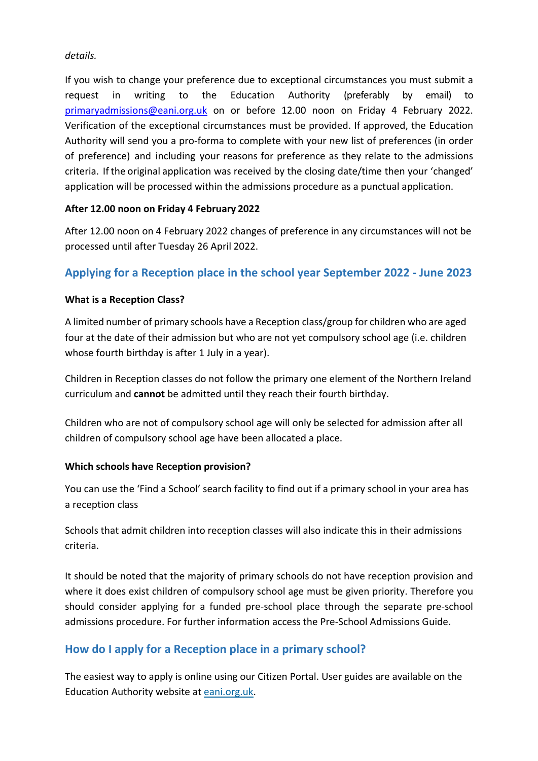*details.*

If you wish to change your preference due to exceptional circumstances you must submit a request in writing to the Education Authority (preferably by email) to primaryadmissions@eani.org.uk on or before 12.00 noon on Friday 4 February 2022. Verification of the exceptional circumstances must be provided. If approved, the Education Authority will send you a pro-forma to complete with your new list of preferences (in order of preference) and including your reasons for preference as they relate to the admissions criteria. If the original application was received by the closing date/time then your 'changed' application will be processed within the admissions procedure as a punctual application.

**After 12.00 noon on Friday 4 February 2022**

After 12.00 noon on 4 February 2022 changes of preference in any circumstances will not be processed until after Tuesday 26 April 2022.

## Applying for a Reception place in the school year September 2022 - June 2023

**What is a Reception Class?**

A limited number of primary schools have a Reception class/group for children who are aged four at the date of their admission but who are not yet compulsory school age (i.e. children whose fourth birthday is after 1 July in a year).

Children in Reception classes do not follow the primary one element of the Northern Ireland curriculum and **cannot** be admitted until they reach their fourth birthday.

Children who are not of compulsory school age will only be selected for admission after all children of compulsory school age have been allocated a place.

**Which schools have Reception provision?**

You can use the 'Find a School' search facility to find out if a primary school in your area has a reception class

Schools that admit children into reception classes will also indicate this in their admissions criteria.

It should be noted that the majority of primary schools do not have reception provision and where it does exist children of compulsory school age must be given priority. Therefore you should consider applying for a funded pre-school place through the separate pre-school admissions procedure. For further information access the Pre-School Admissions Guide.

## How do I apply for a Reception place in a primary school?

The easiest way to apply is online using our Citizen Portal. User guides are available on the Education Authority website at eani.org.uk.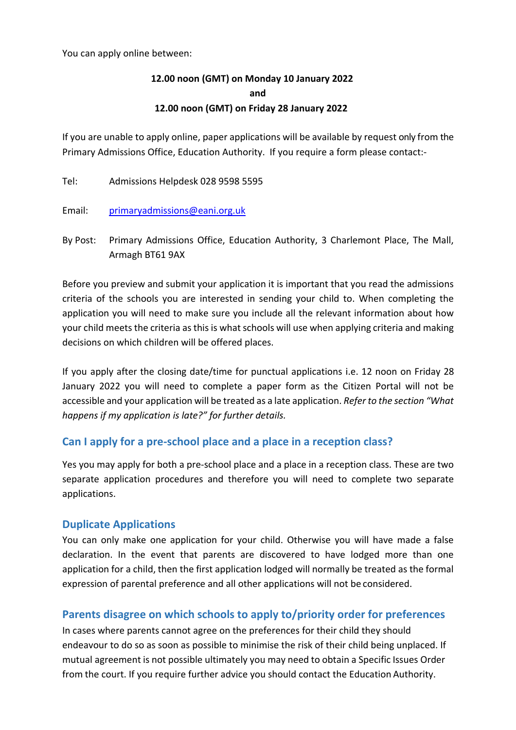You can apply online between:

**12.00 noon (GMT) on Monday 10 January 2022**
**and**
**12.00 noon (GMT) on Friday 28 January 2022**

If you are unable to apply online, paper applications will be available by request only from the Primary Admissions Office, Education Authority. If you require a form please contact:-

Tel: Admissions Helpdesk 028 9598 5595

Email: primaryadmissions@eani.org.uk

By Post: Primary Admissions Office, Education Authority, 3 Charlemont Place, The Mall, Armagh BT61 9AX

Before you preview and submit your application it is important that you read the admissions criteria of the schools you are interested in sending your child to. When completing the application you will need to make sure you include all the relevant information about how your child meets the criteria as this is what schools will use when applying criteria and making decisions on which children will be offered places.

If you apply after the closing date/time for punctual applications i.e. 12 noon on Friday 28 January 2022 you will need to complete a paper form as the Citizen Portal will not be accessible and your application will be treated as a late application. *Refer to the section "What happens if my application is late?" for further details.*

## Can I apply for a pre-school place and a place in a reception class?

Yes you may apply for both a pre-school place and a place in a reception class. These are two separate application procedures and therefore you will need to complete two separate applications.

## Duplicate Applications

You can only make one application for your child. Otherwise you will have made a false declaration. In the event that parents are discovered to have lodged more than one application for a child, then the first application lodged will normally be treated as the formal expression of parental preference and all other applications will not be considered.

## Parents disagree on which schools to apply to/priority order for preferences

In cases where parents cannot agree on the preferences for their child they should endeavour to do so as soon as possible to minimise the risk of their child being unplaced. If mutual agreement is not possible ultimately you may need to obtain a Specific Issues Order from the court. If you require further advice you should contact the Education Authority.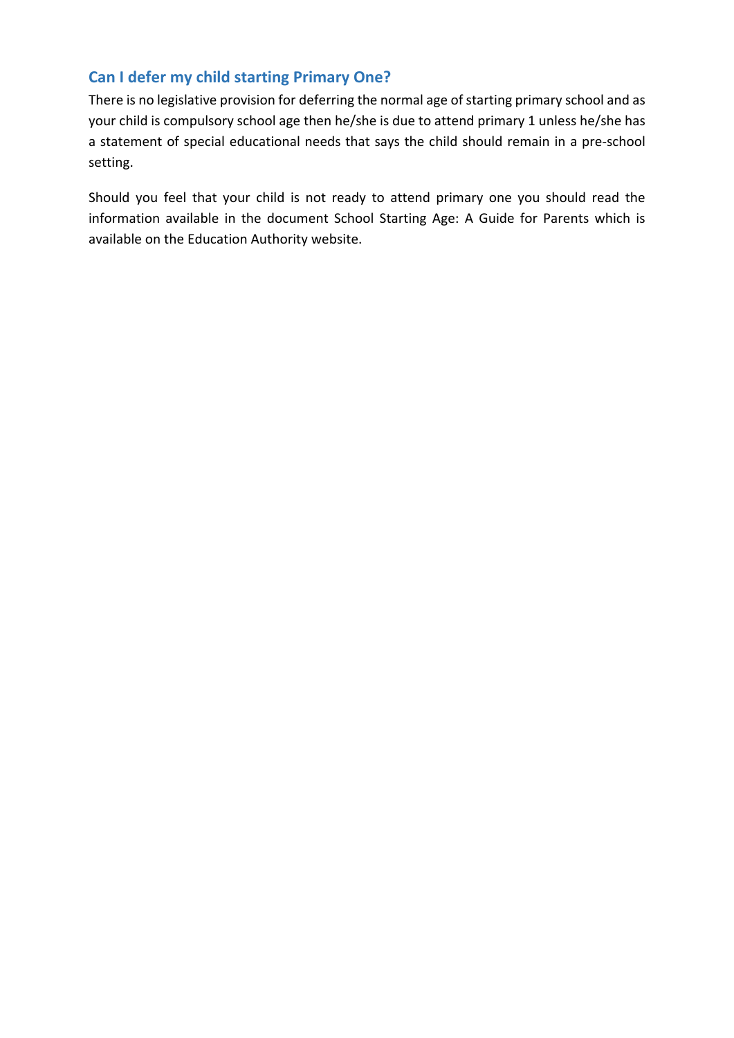## Can I defer my child starting Primary One?

There is no legislative provision for deferring the normal age of starting primary school and as your child is compulsory school age then he/she is due to attend primary 1 unless he/she has a statement of special educational needs that says the child should remain in a pre-school setting.

Should you feel that your child is not ready to attend primary one you should read the information available in the document School Starting Age: A Guide for Parents which is available on the Education Authority website.